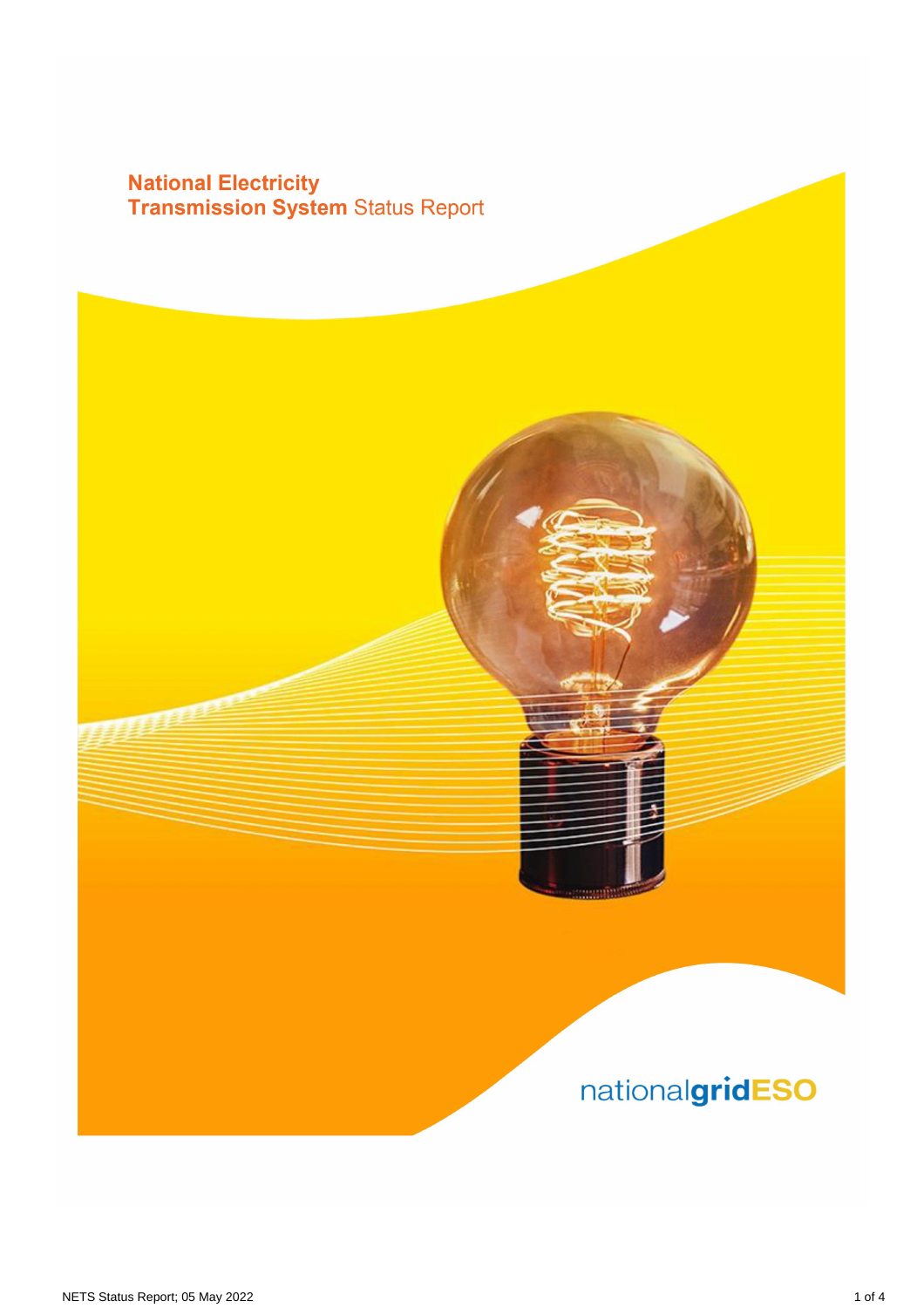# National Electricity Transmission System Status Report

nationalgridESO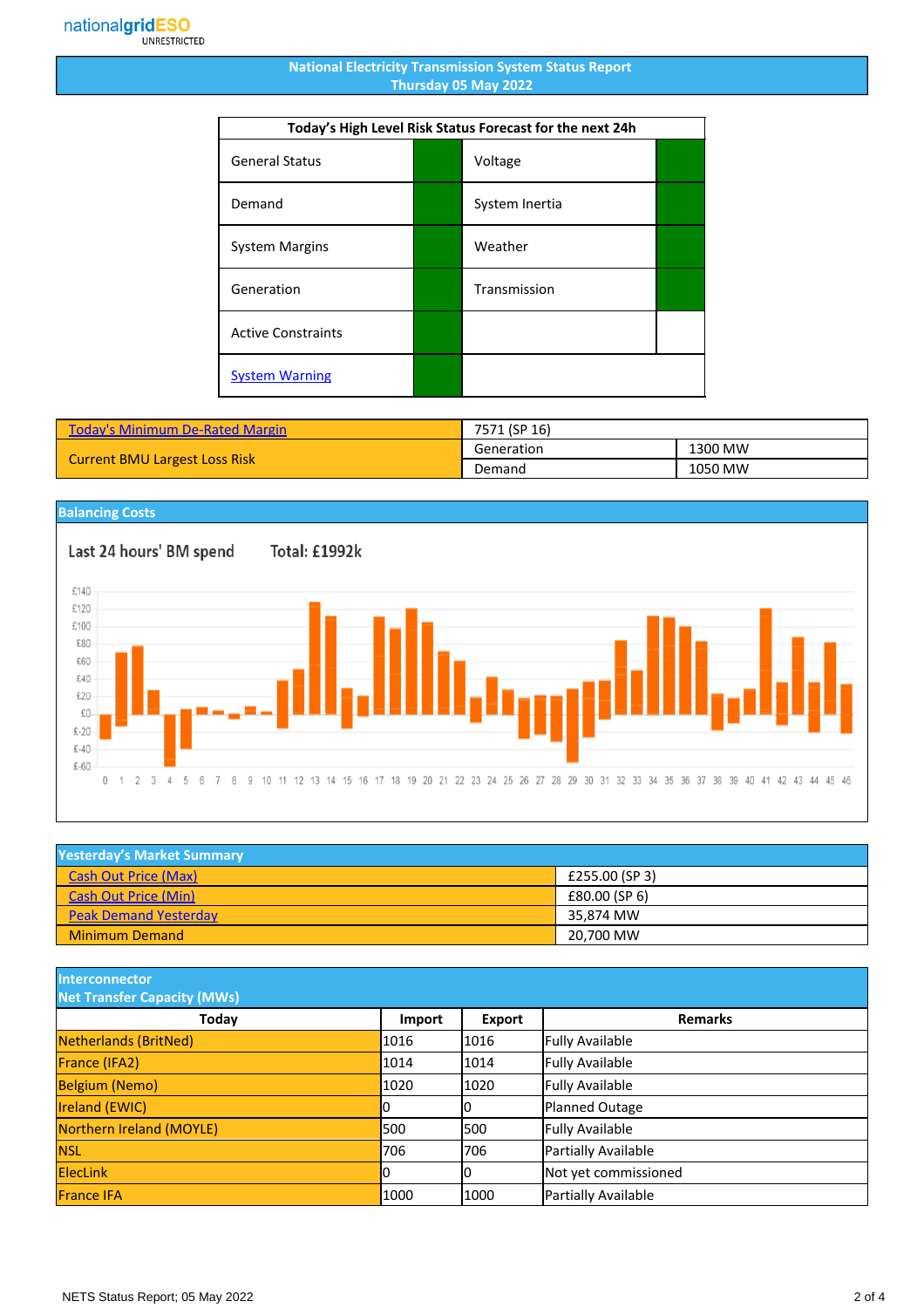nationalgridESO
UNRESTRICTED

# National Electricity Transmission System Status Report
## Thursday 05 May 2022

| Today's High Level Risk Status Forecast for the next 24h | | | |
|---|---|---|---|
| General Status | | Voltage | |
| Demand | | System Inertia | |
| System Margins | | Weather | |
| Generation | | Transmission | |
| Active Constraints | | | |
| System Warning | | | |

| Today's Minimum De-Rated Margin | 7571 (SP 16) | |
|---|---|---|
| Current BMU Largest Loss Risk | Generation | 1300 MW |
| | Demand | 1050 MW |

## Balancing Costs

Last 24 hours' BM spend Total: £1992k

## Yesterday's Market Summary

| | |
|---|---|
| Cash Out Price (Max) | £255.00 (SP 3) |
| Cash Out Price (Min) | £80.00 (SP 6) |
| Peak Demand Yesterday | 35,874 MW |
| Minimum Demand | 20,700 MW |

## Interconnector Net Transfer Capacity (MWs)

| Today | Import | Export | Remarks |
|---|---|---|---|
| Netherlands (BritNed) | 1016 | 1016 | Fully Available |
| France (IFA2) | 1014 | 1014 | Fully Available |
| Belgium (Nemo) | 1020 | 1020 | Fully Available |
| Ireland (EWIC) | 0 | 0 | Planned Outage |
| Northern Ireland (MOYLE) | 500 | 500 | Fully Available |
| NSL | 706 | 706 | Partially Available |
| ElecLink | 0 | 0 | Not yet commissioned |
| France IFA | 1000 | 1000 | Partially Available |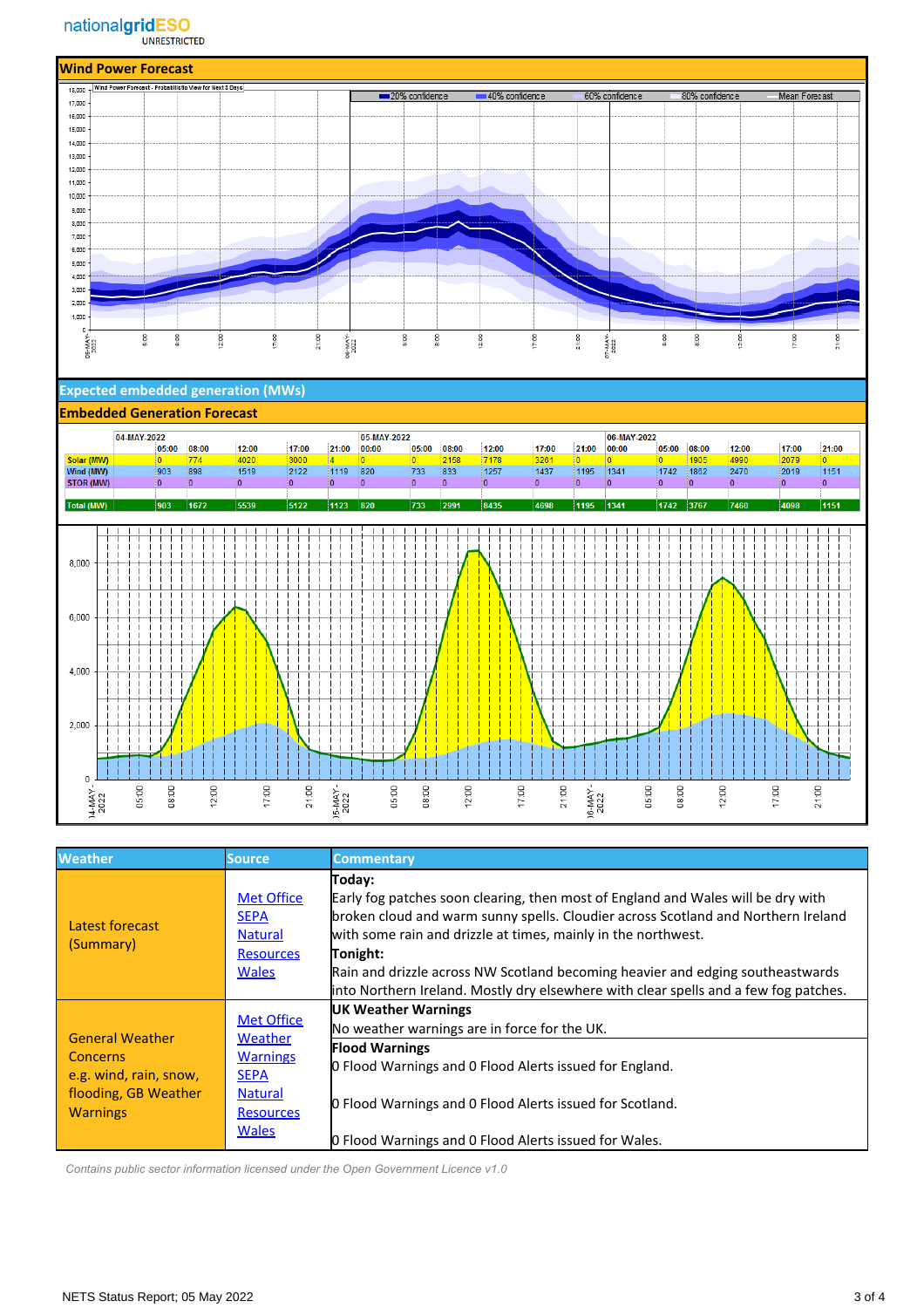## Wind Power Forecast

## Expected embedded generation (MWs)

## Embedded Generation Forecast

| | 04-MAY-2022 | | | | | 05-MAY-2022 | | | | | | 06-MAY-2022 | | | | | |
|---|---|---|---|---|---|---|---|---|---|---|---|---|---|---|---|---|---|
| | 05:00 | 08:00 | 12:00 | 17:00 | 21:00 | 00:00 | 05:00 | 08:00 | 12:00 | 17:00 | 21:00 | 00:00 | 05:00 | 08:00 | 12:00 | 17:00 | 21:00 |
| Solar (MW) | 0 | 774 | 4020 | 3000 | 4 | 0 | 0 | 2158 | 7178 | 3261 | 0 | 0 | 0 | 1905 | 4990 | 2079 | 0 |
| Wind (MW) | 903 | 898 | 1519 | 2122 | 1119 | 820 | 733 | 833 | 1257 | 1437 | 1195 | 1341 | 1742 | 1862 | 2470 | 2019 | 1151 |
| STOR (MW) | 0 | 0 | 0 | 0 | 0 | 0 | 0 | 0 | 0 | 0 | 0 | 0 | 0 | 0 | 0 | 0 | 0 |
| Total (MW) | 903 | 1672 | 5539 | 5122 | 1123 | 820 | 733 | 2991 | 8435 | 4698 | 1195 | 1341 | 1742 | 3767 | 7460 | 4098 | 1151 |

| Weather | Source | Commentary |
|---|---|---|
| Latest forecast (Summary) | Met Office SEPA Natural Resources Wales | **Today:** Early fog patches soon clearing, then most of England and Wales will be dry with broken cloud and warm sunny spells. Cloudier across Scotland and Northern Ireland with some rain and drizzle at times, mainly in the northwest. **Tonight:** Rain and drizzle across NW Scotland becoming heavier and edging southeastwards into Northern Ireland. Mostly dry elsewhere with clear spells and a few fog patches. |
| General Weather Concerns e.g. wind, rain, snow, flooding, GB Weather Warnings | Met Office Weather Warnings SEPA Natural Resources Wales | **UK Weather Warnings** No weather warnings are in force for the UK. **Flood Warnings** 0 Flood Warnings and 0 Flood Alerts issued for England. 0 Flood Warnings and 0 Flood Alerts issued for Scotland. 0 Flood Warnings and 0 Flood Alerts issued for Wales. |

*Contains public sector information licensed under the Open Government Licence v1.0*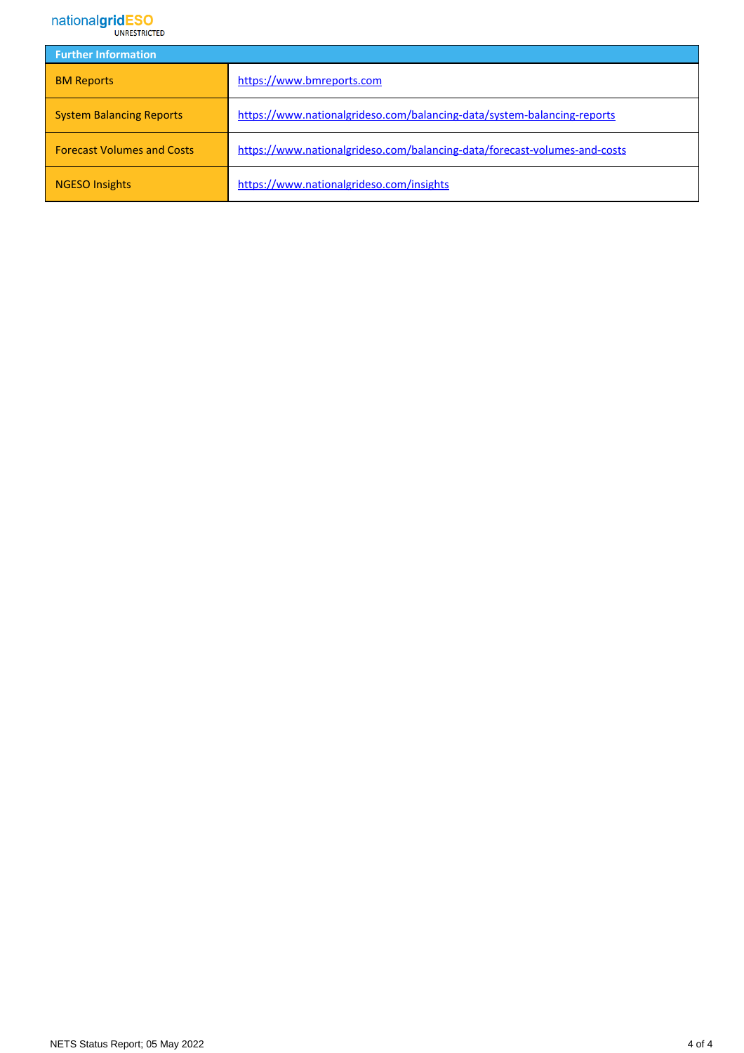| Further Information | |
| --- | --- |
| BM Reports | https://www.bmreports.com |
| System Balancing Reports | https://www.nationalgrideso.com/balancing-data/system-balancing-reports |
| Forecast Volumes and Costs | https://www.nationalgrideso.com/balancing-data/forecast-volumes-and-costs |
| NGESO Insights | https://www.nationalgrideso.com/insights |